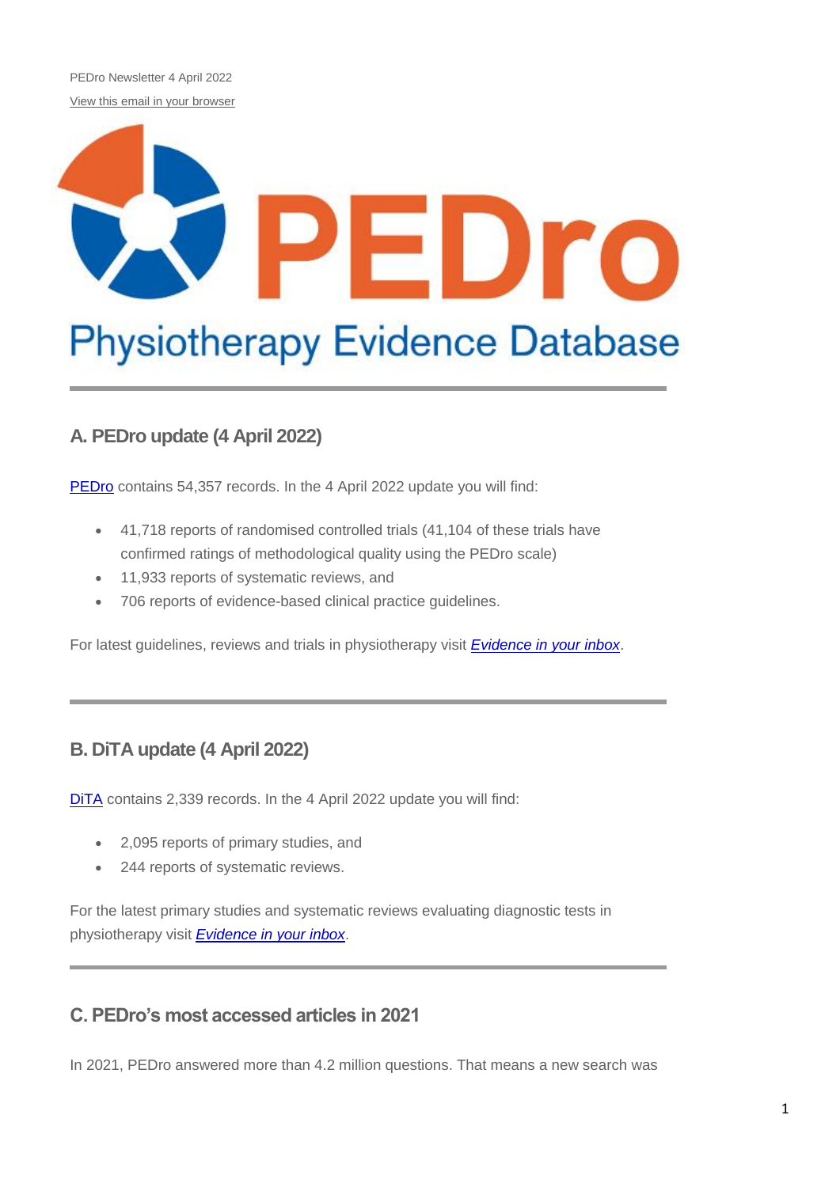PEDro Newsletter 4 April 2022

View this email in your browser

PEDro

Physiotherapy Evidence Database

## A. PEDro update (4 April 2022)

PEDro contains 54,357 records. In the 4 April 2022 update you will find:

- 41,718 reports of randomised controlled trials (41,104 of these trials have confirmed ratings of methodological quality using the PEDro scale)
- 11,933 reports of systematic reviews, and
- 706 reports of evidence-based clinical practice guidelines.

For latest guidelines, reviews and trials in physiotherapy visit *Evidence in your inbox*.

## B. DiTA update (4 April 2022)

DiTA contains 2,339 records. In the 4 April 2022 update you will find:

- 2,095 reports of primary studies, and
- 244 reports of systematic reviews.

For the latest primary studies and systematic reviews evaluating diagnostic tests in physiotherapy visit *Evidence in your inbox*.

## C. PEDro's most accessed articles in 2021

In 2021, PEDro answered more than 4.2 million questions. That means a new search was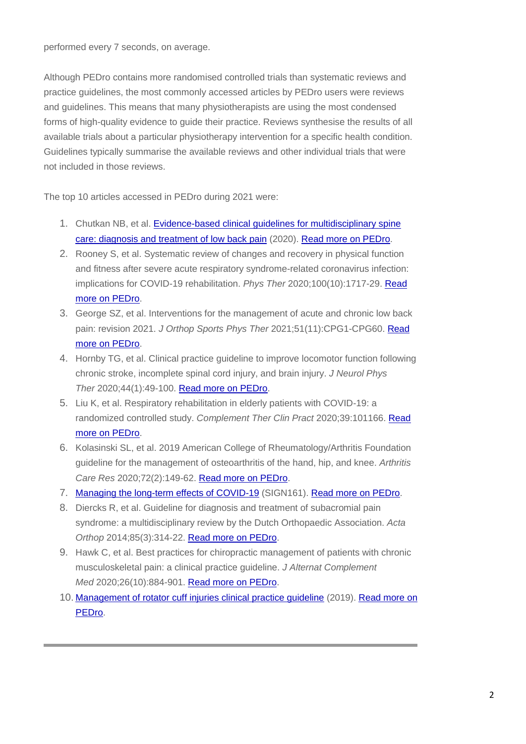performed every 7 seconds, on average.

Although PEDro contains more randomised controlled trials than systematic reviews and practice guidelines, the most commonly accessed articles by PEDro users were reviews and guidelines. This means that many physiotherapists are using the most condensed forms of high-quality evidence to guide their practice. Reviews synthesise the results of all available trials about a particular physiotherapy intervention for a specific health condition. Guidelines typically summarise the available reviews and other individual trials that were not included in those reviews.

The top 10 articles accessed in PEDro during 2021 were:

1. Chutkan NB, et al. Evidence-based clinical guidelines for multidisciplinary spine care: diagnosis and treatment of low back pain (2020). Read more on PEDro.
2. Rooney S, et al. Systematic review of changes and recovery in physical function and fitness after severe acute respiratory syndrome-related coronavirus infection: implications for COVID-19 rehabilitation. *Phys Ther* 2020;100(10):1717-29. Read more on PEDro.
3. George SZ, et al. Interventions for the management of acute and chronic low back pain: revision 2021. *J Orthop Sports Phys Ther* 2021;51(11):CPG1-CPG60. Read more on PEDro.
4. Hornby TG, et al. Clinical practice guideline to improve locomotor function following chronic stroke, incomplete spinal cord injury, and brain injury. *J Neurol Phys Ther* 2020;44(1):49-100. Read more on PEDro.
5. Liu K, et al. Respiratory rehabilitation in elderly patients with COVID-19: a randomized controlled study. *Complement Ther Clin Pract* 2020;39:101166. Read more on PEDro.
6. Kolasinski SL, et al. 2019 American College of Rheumatology/Arthritis Foundation guideline for the management of osteoarthritis of the hand, hip, and knee. *Arthritis Care Res* 2020;72(2):149-62. Read more on PEDro.
7. Managing the long-term effects of COVID-19 (SIGN161). Read more on PEDro.
8. Diercks R, et al. Guideline for diagnosis and treatment of subacromial pain syndrome: a multidisciplinary review by the Dutch Orthopaedic Association. *Acta Orthop* 2014;85(3):314-22. Read more on PEDro.
9. Hawk C, et al. Best practices for chiropractic management of patients with chronic musculoskeletal pain: a clinical practice guideline. *J Alternat Complement Med* 2020;26(10):884-901. Read more on PEDro.
10. Management of rotator cuff injuries clinical practice guideline (2019). Read more on PEDro.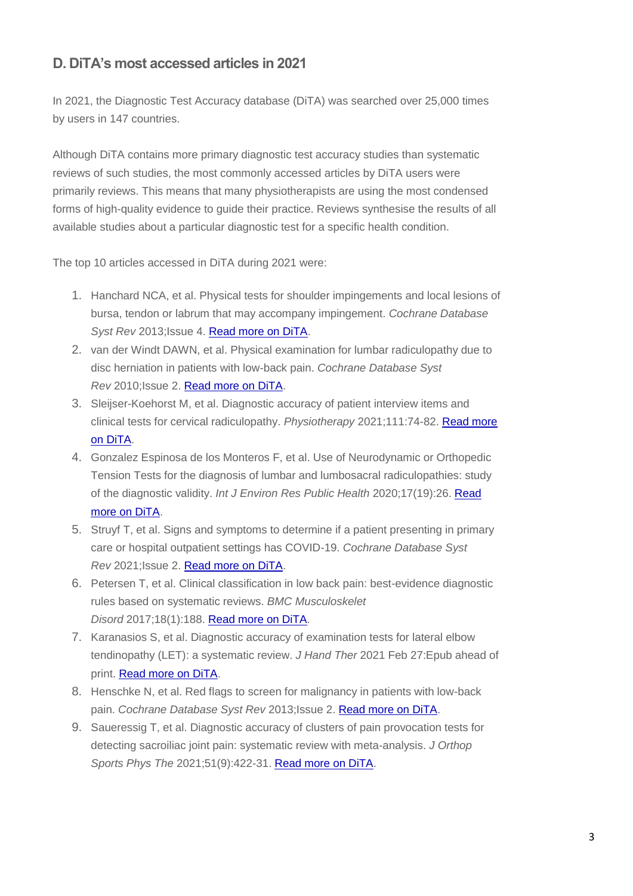## D. DiTA's most accessed articles in 2021

In 2021, the Diagnostic Test Accuracy database (DiTA) was searched over 25,000 times by users in 147 countries.

Although DiTA contains more primary diagnostic test accuracy studies than systematic reviews of such studies, the most commonly accessed articles by DiTA users were primarily reviews. This means that many physiotherapists are using the most condensed forms of high-quality evidence to guide their practice. Reviews synthesise the results of all available studies about a particular diagnostic test for a specific health condition.

The top 10 articles accessed in DiTA during 2021 were:

1. Hanchard NCA, et al. Physical tests for shoulder impingements and local lesions of bursa, tendon or labrum that may accompany impingement. *Cochrane Database Syst Rev* 2013;Issue 4. Read more on DiTA.
2. van der Windt DAWN, et al. Physical examination for lumbar radiculopathy due to disc herniation in patients with low-back pain. *Cochrane Database Syst Rev* 2010;Issue 2. Read more on DiTA.
3. Sleijser-Koehorst M, et al. Diagnostic accuracy of patient interview items and clinical tests for cervical radiculopathy. *Physiotherapy* 2021;111:74-82. Read more on DiTA.
4. Gonzalez Espinosa de los Monteros F, et al. Use of Neurodynamic or Orthopedic Tension Tests for the diagnosis of lumbar and lumbosacral radiculopathies: study of the diagnostic validity. *Int J Environ Res Public Health* 2020;17(19):26. Read more on DiTA.
5. Struyf T, et al. Signs and symptoms to determine if a patient presenting in primary care or hospital outpatient settings has COVID-19. *Cochrane Database Syst Rev* 2021;Issue 2. Read more on DiTA.
6. Petersen T, et al. Clinical classification in low back pain: best-evidence diagnostic rules based on systematic reviews. *BMC Musculoskelet Disord* 2017;18(1):188. Read more on DiTA.
7. Karanasios S, et al. Diagnostic accuracy of examination tests for lateral elbow tendinopathy (LET): a systematic review. *J Hand Ther* 2021 Feb 27:Epub ahead of print. Read more on DiTA.
8. Henschke N, et al. Red flags to screen for malignancy in patients with low-back pain. *Cochrane Database Syst Rev* 2013;Issue 2. Read more on DiTA.
9. Saueressig T, et al. Diagnostic accuracy of clusters of pain provocation tests for detecting sacroiliac joint pain: systematic review with meta-analysis. *J Orthop Sports Phys The* 2021;51(9):422-31. Read more on DiTA.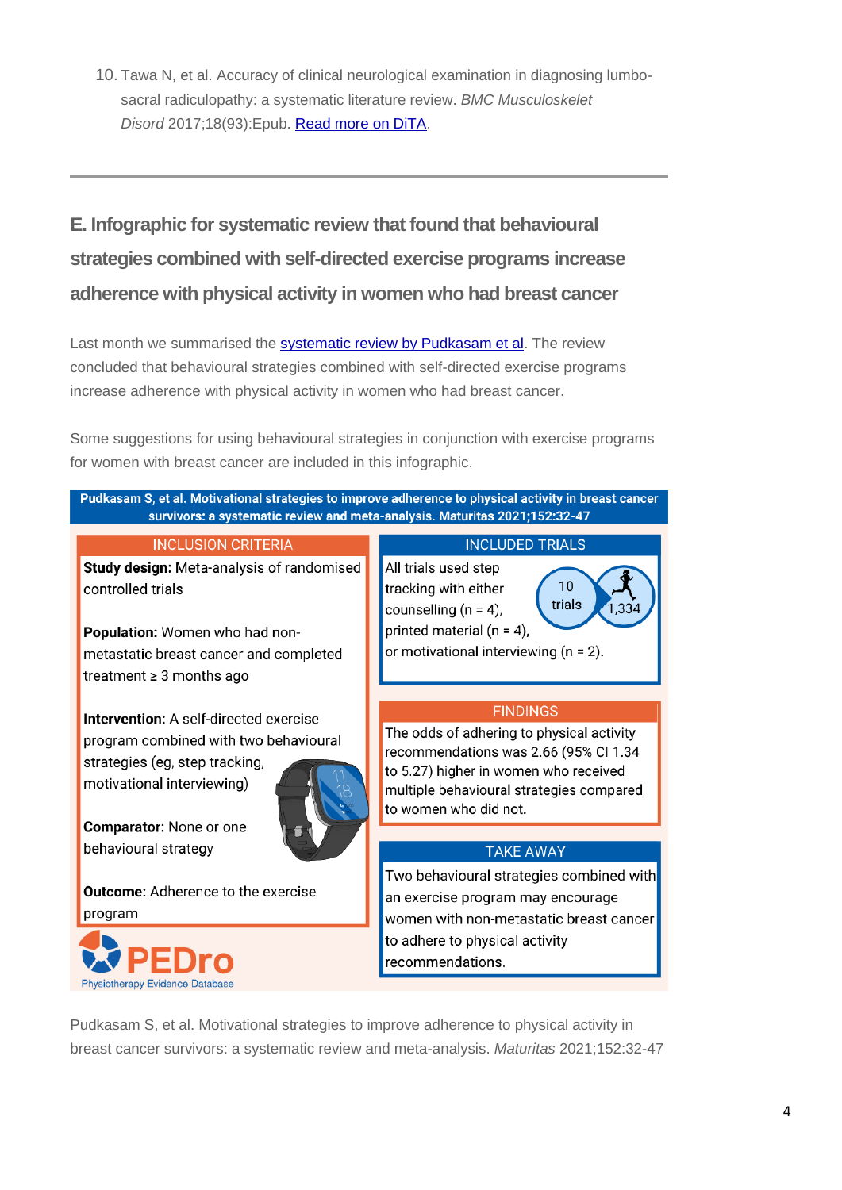10. Tawa N, et al. Accuracy of clinical neurological examination in diagnosing lumbo-sacral radiculopathy: a systematic literature review. *BMC Musculoskelet Disord* 2017;18(93):Epub. Read more on DiTA.

---

## E. Infographic for systematic review that found that behavioural strategies combined with self-directed exercise programs increase adherence with physical activity in women who had breast cancer

Last month we summarised the systematic review by Pudkasam et al. The review concluded that behavioural strategies combined with self-directed exercise programs increase adherence with physical activity in women who had breast cancer.

Some suggestions for using behavioural strategies in conjunction with exercise programs for women with breast cancer are included in this infographic.

**Pudkasam S, et al. Motivational strategies to improve adherence to physical activity in breast cancer survivors: a systematic review and meta-analysis. Maturitas 2021;152:32-47**

**INCLUSION CRITERIA**

**Study design:** Meta-analysis of randomised controlled trials

**Population:** Women who had non-metastatic breast cancer and completed treatment ≥ 3 months ago

**Intervention:** A self-directed exercise program combined with two behavioural strategies (eg, step tracking, motivational interviewing)

**Comparator:** None or one behavioural strategy

**Outcome:** Adherence to the exercise program

**INCLUDED TRIALS**

All trials used step tracking with either counselling (n = 4), printed material (n = 4), or motivational interviewing (n = 2).

10 trials, 1,334

**FINDINGS**

The odds of adhering to physical activity recommendations was 2.66 (95% CI 1.34 to 5.27) higher in women who received multiple behavioural strategies compared to women who did not.

**TAKE AWAY**

Two behavioural strategies combined with an exercise program may encourage women with non-metastatic breast cancer to adhere to physical activity recommendations.

PEDro
Physiotherapy Evidence Database

Pudkasam S, et al. Motivational strategies to improve adherence to physical activity in breast cancer survivors: a systematic review and meta-analysis. *Maturitas* 2021;152:32-47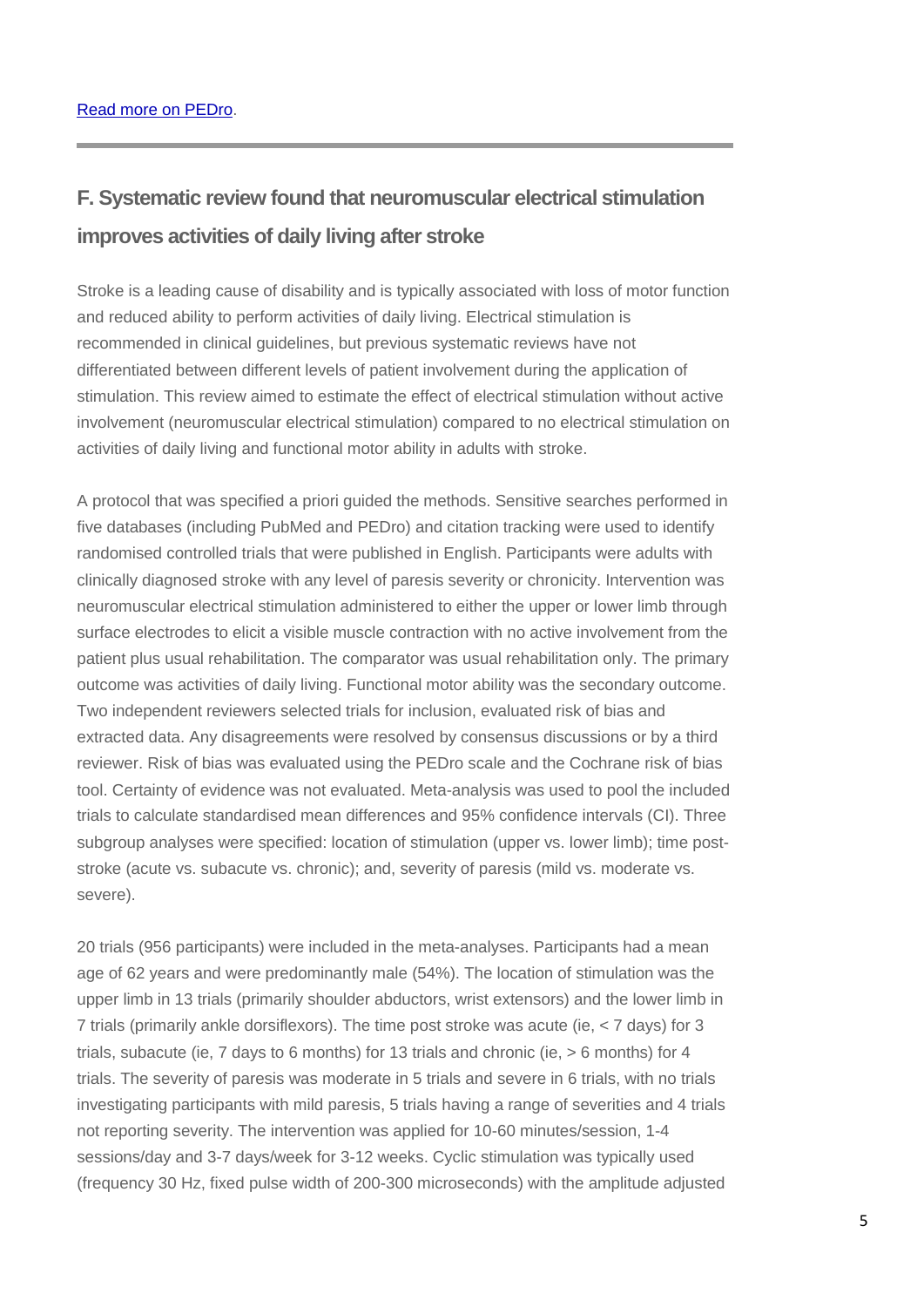[Read more on PEDro](#).

---

## F. Systematic review found that neuromuscular electrical stimulation improves activities of daily living after stroke

Stroke is a leading cause of disability and is typically associated with loss of motor function and reduced ability to perform activities of daily living. Electrical stimulation is recommended in clinical guidelines, but previous systematic reviews have not differentiated between different levels of patient involvement during the application of stimulation. This review aimed to estimate the effect of electrical stimulation without active involvement (neuromuscular electrical stimulation) compared to no electrical stimulation on activities of daily living and functional motor ability in adults with stroke.

A protocol that was specified a priori guided the methods. Sensitive searches performed in five databases (including PubMed and PEDro) and citation tracking were used to identify randomised controlled trials that were published in English. Participants were adults with clinically diagnosed stroke with any level of paresis severity or chronicity. Intervention was neuromuscular electrical stimulation administered to either the upper or lower limb through surface electrodes to elicit a visible muscle contraction with no active involvement from the patient plus usual rehabilitation. The comparator was usual rehabilitation only. The primary outcome was activities of daily living. Functional motor ability was the secondary outcome. Two independent reviewers selected trials for inclusion, evaluated risk of bias and extracted data. Any disagreements were resolved by consensus discussions or by a third reviewer. Risk of bias was evaluated using the PEDro scale and the Cochrane risk of bias tool. Certainty of evidence was not evaluated. Meta-analysis was used to pool the included trials to calculate standardised mean differences and 95% confidence intervals (CI). Three subgroup analyses were specified: location of stimulation (upper vs. lower limb); time post-stroke (acute vs. subacute vs. chronic); and, severity of paresis (mild vs. moderate vs. severe).

20 trials (956 participants) were included in the meta-analyses. Participants had a mean age of 62 years and were predominantly male (54%). The location of stimulation was the upper limb in 13 trials (primarily shoulder abductors, wrist extensors) and the lower limb in 7 trials (primarily ankle dorsiflexors). The time post stroke was acute (ie, < 7 days) for 3 trials, subacute (ie, 7 days to 6 months) for 13 trials and chronic (ie, > 6 months) for 4 trials. The severity of paresis was moderate in 5 trials and severe in 6 trials, with no trials investigating participants with mild paresis, 5 trials having a range of severities and 4 trials not reporting severity. The intervention was applied for 10-60 minutes/session, 1-4 sessions/day and 3-7 days/week for 3-12 weeks. Cyclic stimulation was typically used (frequency 30 Hz, fixed pulse width of 200-300 microseconds) with the amplitude adjusted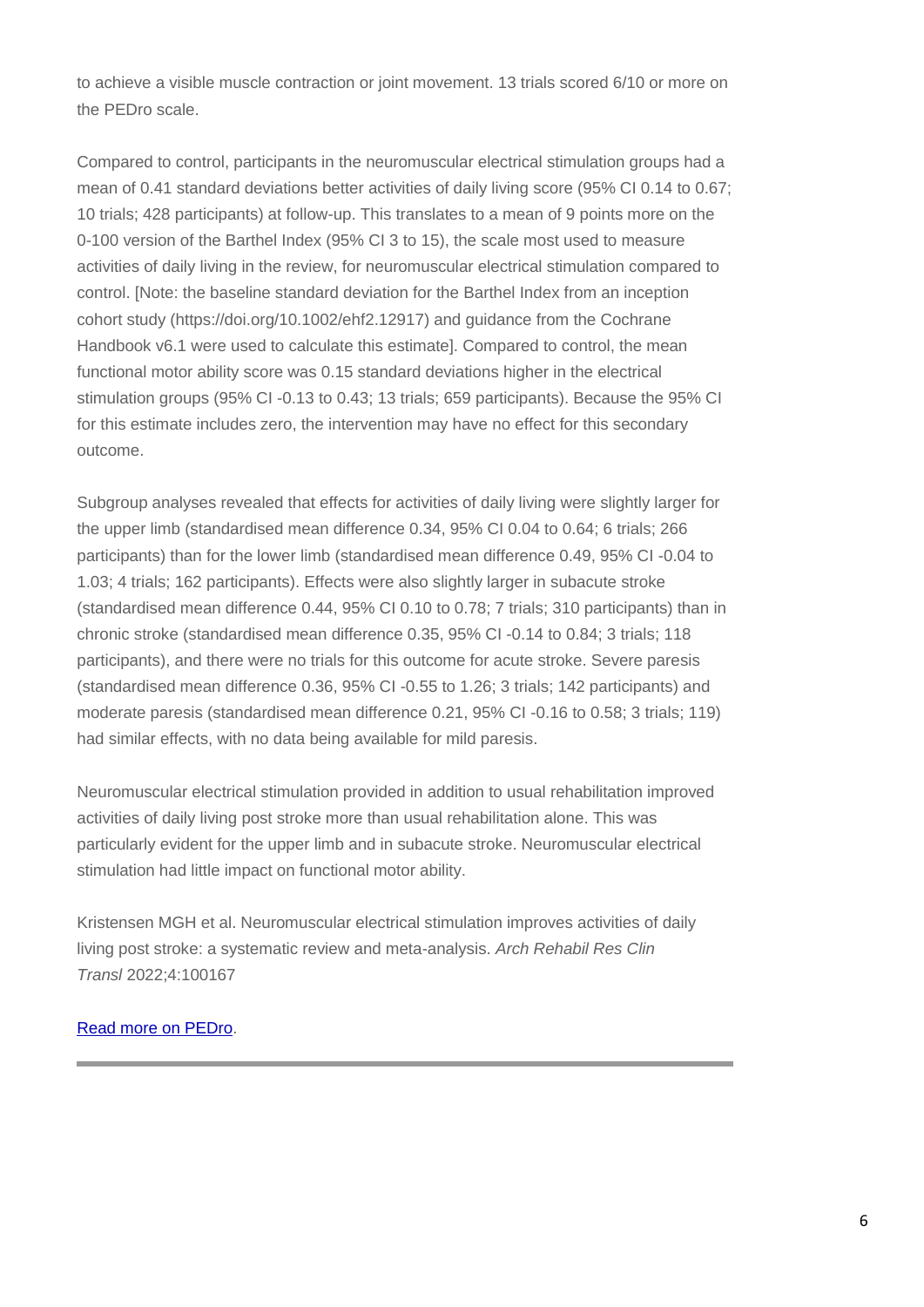to achieve a visible muscle contraction or joint movement. 13 trials scored 6/10 or more on the PEDro scale.

Compared to control, participants in the neuromuscular electrical stimulation groups had a mean of 0.41 standard deviations better activities of daily living score (95% CI 0.14 to 0.67; 10 trials; 428 participants) at follow-up. This translates to a mean of 9 points more on the 0-100 version of the Barthel Index (95% CI 3 to 15), the scale most used to measure activities of daily living in the review, for neuromuscular electrical stimulation compared to control. [Note: the baseline standard deviation for the Barthel Index from an inception cohort study (https://doi.org/10.1002/ehf2.12917) and guidance from the Cochrane Handbook v6.1 were used to calculate this estimate]. Compared to control, the mean functional motor ability score was 0.15 standard deviations higher in the electrical stimulation groups (95% CI -0.13 to 0.43; 13 trials; 659 participants). Because the 95% CI for this estimate includes zero, the intervention may have no effect for this secondary outcome.

Subgroup analyses revealed that effects for activities of daily living were slightly larger for the upper limb (standardised mean difference 0.34, 95% CI 0.04 to 0.64; 6 trials; 266 participants) than for the lower limb (standardised mean difference 0.49, 95% CI -0.04 to 1.03; 4 trials; 162 participants). Effects were also slightly larger in subacute stroke (standardised mean difference 0.44, 95% CI 0.10 to 0.78; 7 trials; 310 participants) than in chronic stroke (standardised mean difference 0.35, 95% CI -0.14 to 0.84; 3 trials; 118 participants), and there were no trials for this outcome for acute stroke. Severe paresis (standardised mean difference 0.36, 95% CI -0.55 to 1.26; 3 trials; 142 participants) and moderate paresis (standardised mean difference 0.21, 95% CI -0.16 to 0.58; 3 trials; 119) had similar effects, with no data being available for mild paresis.

Neuromuscular electrical stimulation provided in addition to usual rehabilitation improved activities of daily living post stroke more than usual rehabilitation alone. This was particularly evident for the upper limb and in subacute stroke. Neuromuscular electrical stimulation had little impact on functional motor ability.

Kristensen MGH et al. Neuromuscular electrical stimulation improves activities of daily living post stroke: a systematic review and meta-analysis. *Arch Rehabil Res Clin Transl* 2022;4:100167

Read more on PEDro.

---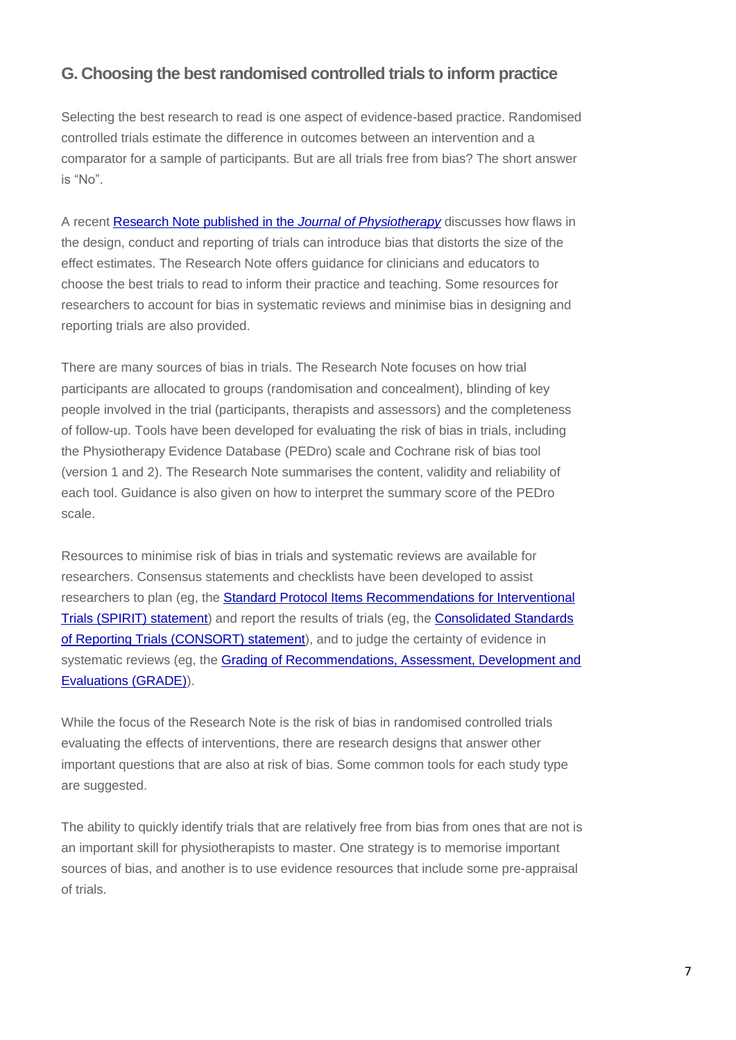## G. Choosing the best randomised controlled trials to inform practice

Selecting the best research to read is one aspect of evidence-based practice. Randomised controlled trials estimate the difference in outcomes between an intervention and a comparator for a sample of participants. But are all trials free from bias? The short answer is "No".

A recent Research Note published in the *Journal of Physiotherapy* discusses how flaws in the design, conduct and reporting of trials can introduce bias that distorts the size of the effect estimates. The Research Note offers guidance for clinicians and educators to choose the best trials to read to inform their practice and teaching. Some resources for researchers to account for bias in systematic reviews and minimise bias in designing and reporting trials are also provided.

There are many sources of bias in trials. The Research Note focuses on how trial participants are allocated to groups (randomisation and concealment), blinding of key people involved in the trial (participants, therapists and assessors) and the completeness of follow-up. Tools have been developed for evaluating the risk of bias in trials, including the Physiotherapy Evidence Database (PEDro) scale and Cochrane risk of bias tool (version 1 and 2). The Research Note summarises the content, validity and reliability of each tool. Guidance is also given on how to interpret the summary score of the PEDro scale.

Resources to minimise risk of bias in trials and systematic reviews are available for researchers. Consensus statements and checklists have been developed to assist researchers to plan (eg, the Standard Protocol Items Recommendations for Interventional Trials (SPIRIT) statement) and report the results of trials (eg, the Consolidated Standards of Reporting Trials (CONSORT) statement), and to judge the certainty of evidence in systematic reviews (eg, the Grading of Recommendations, Assessment, Development and Evaluations (GRADE)).

While the focus of the Research Note is the risk of bias in randomised controlled trials evaluating the effects of interventions, there are research designs that answer other important questions that are also at risk of bias. Some common tools for each study type are suggested.

The ability to quickly identify trials that are relatively free from bias from ones that are not is an important skill for physiotherapists to master. One strategy is to memorise important sources of bias, and another is to use evidence resources that include some pre-appraisal of trials.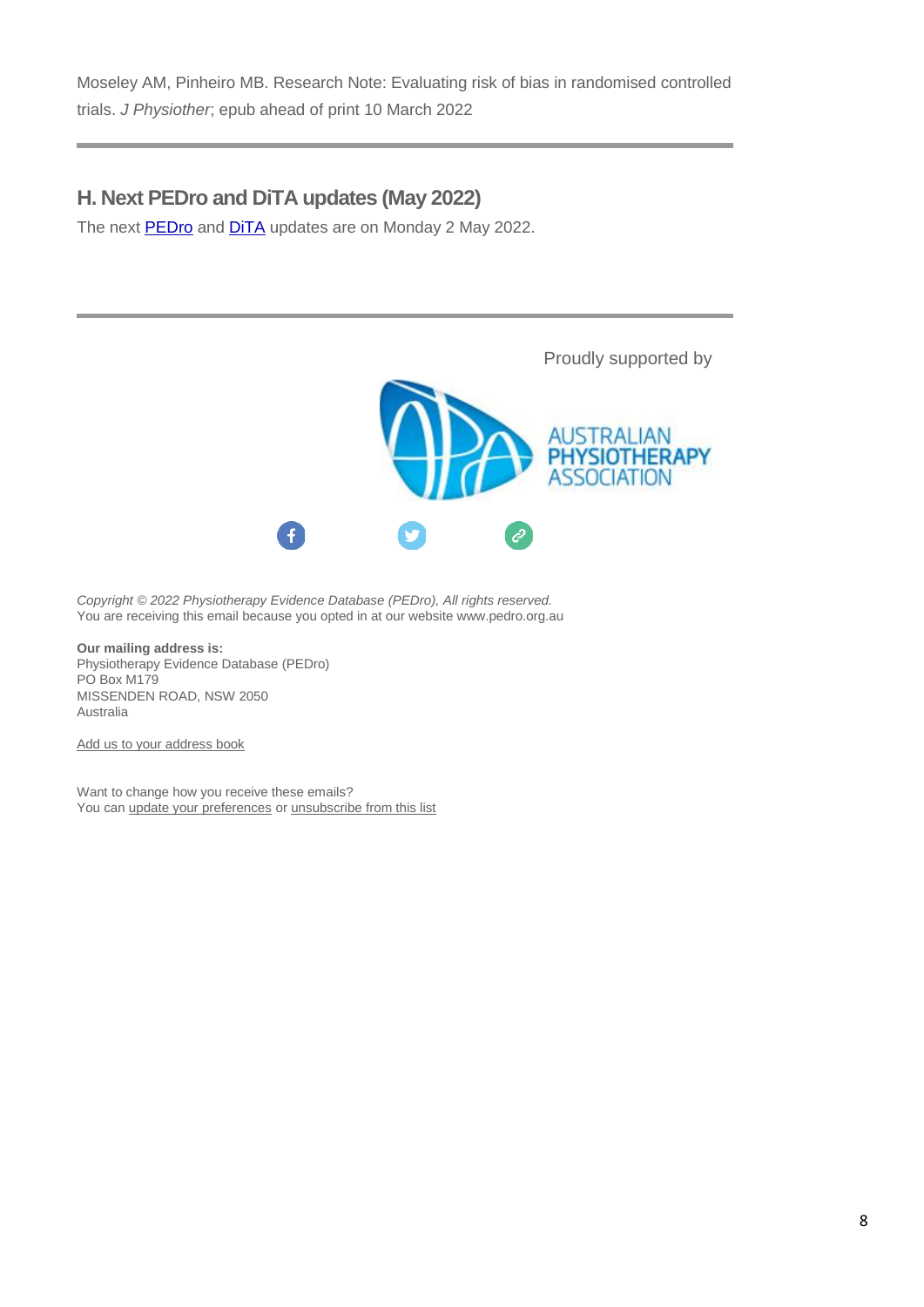Moseley AM, Pinheiro MB. Research Note: Evaluating risk of bias in randomised controlled trials. *J Physiother*; epub ahead of print 10 March 2022

---

## H. Next PEDro and DiTA updates (May 2022)

The next PEDro and DiTA updates are on Monday 2 May 2022.

---

Proudly supported by

AUSTRALIAN PHYSIOTHERAPY ASSOCIATION

*Copyright © 2022 Physiotherapy Evidence Database (PEDro), All rights reserved.*
You are receiving this email because you opted in at our website www.pedro.org.au

**Our mailing address is:**
Physiotherapy Evidence Database (PEDro)
PO Box M179
MISSENDEN ROAD, NSW 2050
Australia

Add us to your address book

Want to change how you receive these emails?
You can update your preferences or unsubscribe from this list